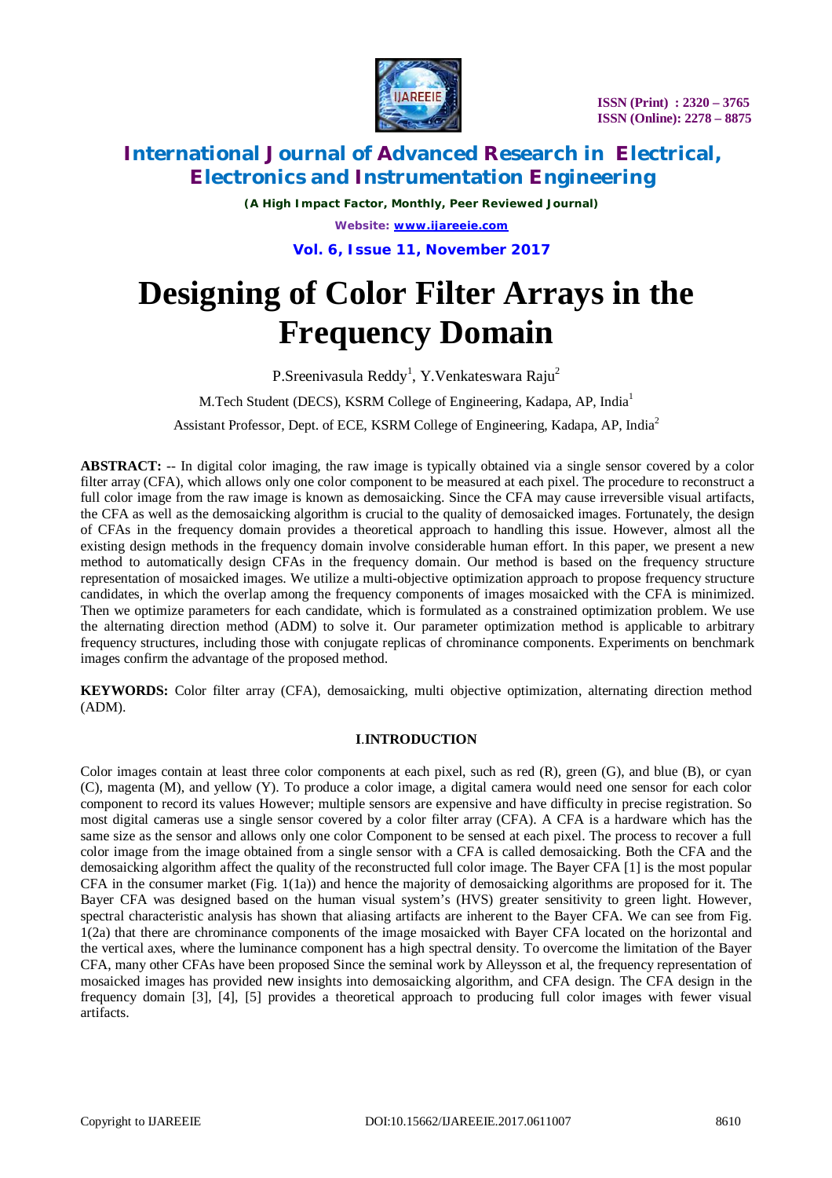# Designing of Color Filter Arrays in the Frequency Domain

P.Sreenivasula Reddy[1], Y.Venkateswara Raju[2]

M.Tech Student (DECS), KSRM College of Engineering, Kadapa, AP, India[1]

Assistant Professor, Dept. of ECE, KSRM College of Engineering, Kadapa, AP, India[2]

**ABSTRACT:** -- In digital color imaging, the raw image is typically obtained via a single sensor covered by a color filter array (CFA), which allows only one color component to be measured at each pixel. The procedure to reconstruct a full color image from the raw image is known as demosaicking. Since the CFA may cause irreversible visual artifacts, the CFA as well as the demosaicking algorithm is crucial to the quality of demosaicked images. Fortunately, the design of CFAs in the frequency domain provides a theoretical approach to handling this issue. However, almost all the existing design methods in the frequency domain involve considerable human effort. In this paper, we present a new method to automatically design CFAs in the frequency domain. Our method is based on the frequency structure representation of mosaicked images. We utilize a multi-objective optimization approach to propose frequency structure candidates, in which the overlap among the frequency components of images mosaicked with the CFA is minimized. Then we optimize parameters for each candidate, which is formulated as a constrained optimization problem. We use the alternating direction method (ADM) to solve it. Our parameter optimization method is applicable to arbitrary frequency structures, including those with conjugate replicas of chrominance components. Experiments on benchmark images confirm the advantage of the proposed method.

**KEYWORDS:** Color filter array (CFA), demosaicking, multi objective optimization, alternating direction method (ADM).

## I.INTRODUCTION

Color images contain at least three color components at each pixel, such as red (R), green (G), and blue (B), or cyan (C), magenta (M), and yellow (Y). To produce a color image, a digital camera would need one sensor for each color component to record its values However; multiple sensors are expensive and have difficulty in precise registration. So most digital cameras use a single sensor covered by a color filter array (CFA). A CFA is a hardware which has the same size as the sensor and allows only one color Component to be sensed at each pixel. The process to recover a full color image from the image obtained from a single sensor with a CFA is called demosaicking. Both the CFA and the demosaicking algorithm affect the quality of the reconstructed full color image. The Bayer CFA [1] is the most popular CFA in the consumer market (Fig. 1(1a)) and hence the majority of demosaicking algorithms are proposed for it. The Bayer CFA was designed based on the human visual system's (HVS) greater sensitivity to green light. However, spectral characteristic analysis has shown that aliasing artifacts are inherent to the Bayer CFA. We can see from Fig. 1(2a) that there are chrominance components of the image mosaicked with Bayer CFA located on the horizontal and the vertical axes, where the luminance component has a high spectral density. To overcome the limitation of the Bayer CFA, many other CFAs have been proposed Since the seminal work by Alleysson et al, the frequency representation of mosaicked images has provided new insights into demosaicking algorithm, and CFA design. The CFA design in the frequency domain [3], [4], [5] provides a theoretical approach to producing full color images with fewer visual artifacts.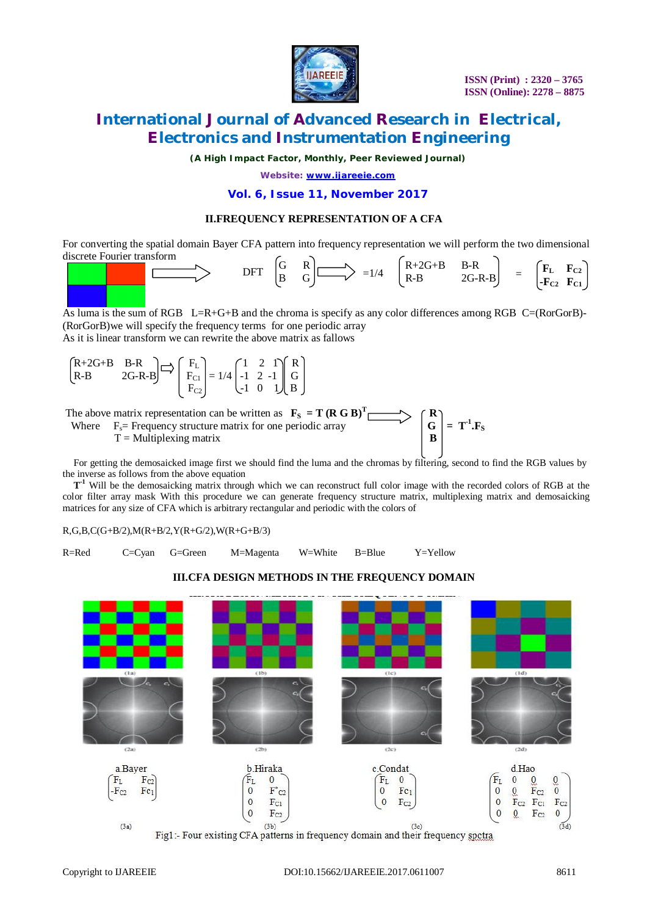## II. FREQUENCY REPRESENTATION OF A CFA

For converting the spatial domain Bayer CFA pattern into frequency representation we will perform the two dimensional discrete Fourier transform

$$\text{DFT} \begin{pmatrix} G & R \\ B & G \end{pmatrix} \Rightarrow = 1/4 \begin{pmatrix} R+2G+B & B-R \\ R-B & 2G-R-B \end{pmatrix} = \begin{pmatrix} F_L & F_{C2} \\ -F_{C2} & F_{C1} \end{pmatrix}$$

As luma is the sum of RGB L=R+G+B and the chroma is specify as any color differences among RGB C=(RorGorB)-(RorGorB)we will specify the frequency terms for one periodic array

As it is linear transform we can rewrite the above matrix as fallows

$$\begin{pmatrix} R+2G+B & B-R \\ R-B & 2G-R-B \end{pmatrix} \Rightarrow \begin{pmatrix} F_L \\ F_{C1} \\ F_{C2} \end{pmatrix} = 1/4 \begin{pmatrix} 1 & 2 & 1 \\ -1 & 2 & -1 \\ -1 & 0 & 1 \end{pmatrix} \begin{pmatrix} R \\ G \\ B \end{pmatrix}$$

The above matrix representation can be written as $\mathbf{F_S = T\,(R\ G\ B)^T} \Rightarrow \begin{pmatrix} \mathbf{R} \\ \mathbf{G} \\ \mathbf{B} \end{pmatrix} = \mathbf{T^{-1}.F_S}$

Where $F_s$= Frequency structure matrix for one periodic array

T = Multiplexing matrix

For getting the demosaicked image first we should find the luma and the chromas by filtering, second to find the RGB values by the inverse as follows from the above equation

$\mathbf{T^{-1}}$ Will be the demosaicking matrix through which we can reconstruct full color image with the recorded colors of RGB at the color filter array mask With this procedure we can generate frequency structure matrix, multiplexing matrix and demosaicking matrices for any size of CFA which is arbitrary rectangular and periodic with the colors of

R,G,B,C(G+B/2),M(R+B/2,Y(R+G/2),W(R+G+B/3)

R=Red C=Cyan G=Green M=Magenta W=White B=Blue Y=Yellow

## III. CFA DESIGN METHODS IN THE FREQUENCY DOMAIN

(1a) (1b) (1c) (1d)

(2a) (2b) (2c) (2d)

a.Bayer

$$\begin{pmatrix} F_L & F_{C2} \\ -F_{C2} & F_{C1} \end{pmatrix}$$

(3a)

b.Hiraka

$$\begin{pmatrix} F_L & 0 \\ 0 & F^*_{C2} \\ 0 & F_{C1} \\ 0 & F_{C2} \end{pmatrix}$$

(3b)

c.Condat

$$\begin{pmatrix} F_L & 0 \\ 0 & F_{C1} \\ 0 & F_{C2} \end{pmatrix}$$

(3c)

d.Hao

$$\begin{pmatrix} F_L & 0 & 0 & 0 \\ 0 & 0 & F_{C2} & 0 \\ 0 & F_{C2} & F_{C1} & F_{C2} \\ 0 & 0 & F_{C2} & 0 \end{pmatrix}$$

(3d)

Fig1:- Four existing CFA patterns in frequency domain and their frequency spctra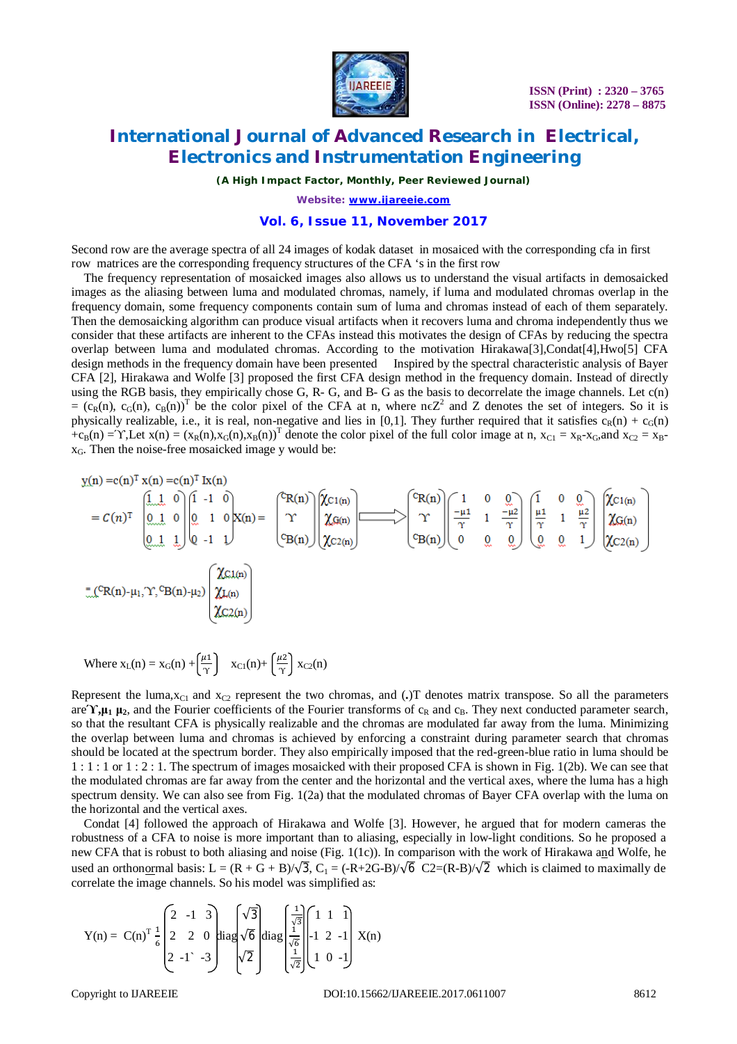Second row are the average spectra of all 24 images of kodak dataset in mosaiced with the corresponding cfa in first row matrices are the corresponding frequency structures of the CFA 's in the first row

The frequency representation of mosaicked images also allows us to understand the visual artifacts in demosaicked images as the aliasing between luma and modulated chromas, namely, if luma and modulated chromas overlap in the frequency domain, some frequency components contain sum of luma and chromas instead of each of them separately. Then the demosaicking algorithm can produce visual artifacts when it recovers luma and chroma independently thus we consider that these artifacts are inherent to the CFAs instead this motivates the design of CFAs by reducing the spectra overlap between luma and modulated chromas. According to the motivation Hirakawa[3],Condat[4],Hwo[5] CFA design methods in the frequency domain have been presented Inspired by the spectral characteristic analysis of Bayer CFA [2], Hirakawa and Wolfe [3] proposed the first CFA design method in the frequency domain. Instead of directly using the RGB basis, they empirically chose G, R- G, and B- G as the basis to decorrelate the image channels. Let c(n) = $(c_R(n), c_G(n), c_B(n))^T$ be the color pixel of the CFA at n, where $n \in Z^2$ and Z denotes the set of integers. So it is physically realizable, i.e., it is real, non-negative and lies in [0,1]. They further required that it satisfies $c_R(n) + c_G(n) + c_B(n) = \Upsilon$, Let $x(n) = (x_R(n), x_G(n), x_B(n))^T$ denote the color pixel of the full color image at n, $x_{C1} = x_R - x_G$, and $x_{C2} = x_B - x_G$. Then the noise-free mosaicked image y would be:

$$y(n) = c(n)^T x(n) = c(n)^T I x(n)$$

$$= C(n)^T \begin{pmatrix} 1 & 1 & 0 \\ 0 & 1 & 0 \\ 0 & 1 & 1 \end{pmatrix} \begin{pmatrix} 1 & -1 & 0 \\ 0 & 1 & 0 \\ 0 & -1 & 1 \end{pmatrix} X(n) = \begin{pmatrix} {}^{C}R(n) \\ \Upsilon \\ {}^{C}B(n) \end{pmatrix} \begin{pmatrix} \chi_{C1}(n) \\ \chi_{G}(n) \\ \chi_{C2}(n) \end{pmatrix} \Longrightarrow \begin{pmatrix} {}^{C}R(n) \\ \Upsilon \\ {}^{C}B(n) \end{pmatrix} \begin{pmatrix} 1 & 0 & 0 \\ \frac{-\mu 1}{\Upsilon} & 1 & \frac{-\mu 2}{\Upsilon} \\ 0 & 0 & 0 \end{pmatrix} \begin{pmatrix} 1 & 0 & 0 \\ \frac{\mu 1}{\Upsilon} & 1 & \frac{\mu 2}{\Upsilon} \\ 0 & 0 & 1 \end{pmatrix} \begin{pmatrix} \chi_{C1}(n) \\ \chi_{G}(n) \\ \chi_{C2}(n) \end{pmatrix}$$

$$= ({}^{C}R(n) - \mu_1, \Upsilon, {}^{C}B(n) - \mu_2) \begin{pmatrix} \chi_{C1}(n) \\ \chi_{L}(n) \\ \chi_{C2}(n) \end{pmatrix}$$

Where $x_L(n) = x_G(n) + \left(\frac{\mu 1}{\Upsilon}\right) x_{C1}(n) + \left(\frac{\mu 2}{\Upsilon}\right) x_{C2}(n)$

Represent the luma, $x_{C1}$ and $x_{C2}$ represent the two chromas, and $(.)^T$ denotes matrix transpose. So all the parameters are **$\Upsilon, \mu_1$ $\mu_2$**, and the Fourier coefficients of the Fourier transforms of $c_R$ and $c_B$. They next conducted parameter search, so that the resultant CFA is physically realizable and the chromas are modulated far away from the luma. Minimizing the overlap between luma and chromas is achieved by enforcing a constraint during parameter search that chromas should be located at the spectrum border. They also empirically imposed that the red-green-blue ratio in luma should be 1 : 1 : 1 or 1 : 2 : 1. The spectrum of images mosaicked with their proposed CFA is shown in Fig. 1(2b). We can see that the modulated chromas are far away from the center and the horizontal and the vertical axes, where the luma has a high spectrum density. We can also see from Fig. 1(2a) that the modulated chromas of Bayer CFA overlap with the luma on the horizontal and the vertical axes.

Condat [4] followed the approach of Hirakawa and Wolfe [3]. However, he argued that for modern cameras the robustness of a CFA to noise is more important than to aliasing, especially in low-light conditions. So he proposed a new CFA that is robust to both aliasing and noise (Fig. 1(1c)). In comparison with the work of Hirakawa and Wolfe, he used an orthonormal basis: $L = (R + G + B)/\sqrt{3}$, $C_1 = (-R+2G-B)/\sqrt{6}$ $C2=(R-B)/\sqrt{2}$ which is claimed to maximally de correlate the image channels. So his model was simplified as:

$$Y(n) = C(n)^T \frac{1}{6} \begin{pmatrix} 2 & -1 & 3 \\ 2 & 2 & 0 \\ 2 & -1 & -3 \end{pmatrix} \mathrm{diag} \begin{pmatrix} \sqrt{3} \\ \sqrt{6} \\ \sqrt{2} \end{pmatrix} \mathrm{diag} \begin{pmatrix} \frac{1}{\sqrt{3}} \\ \frac{1}{\sqrt{6}} \\ \frac{1}{\sqrt{2}} \end{pmatrix} \begin{pmatrix} 1 & 1 & 1 \\ -1 & 2 & -1 \\ 1 & 0 & -1 \end{pmatrix} X(n)$$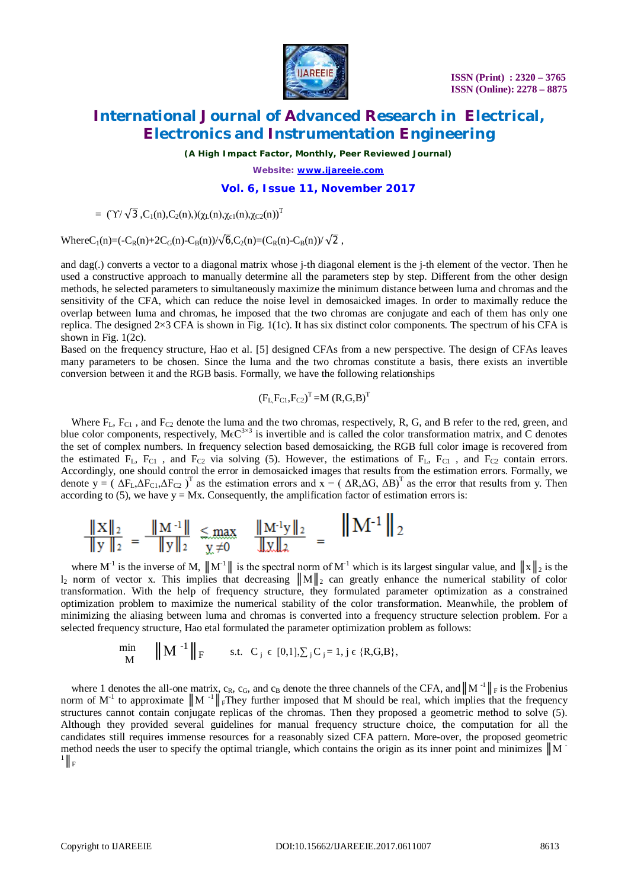$$= (\Upsilon/\sqrt{3}, C_1(n), C_2(n),)(\chi_L(n), \chi_{c1}(n), \chi_{C2}(n))^T$$

Where $C_1(n)=(-C_R(n)+2C_G(n)-C_B(n))/\sqrt{6}$, $C_2(n)=(C_R(n)-C_B(n))/\sqrt{2}$ ,

and dag(.) converts a vector to a diagonal matrix whose j-th diagonal element is the j-th element of the vector. Then he used a constructive approach to manually determine all the parameters step by step. Different from the other design methods, he selected parameters to simultaneously maximize the minimum distance between luma and chromas and the sensitivity of the CFA, which can reduce the noise level in demosaicked images. In order to maximally reduce the overlap between luma and chromas, he imposed that the two chromas are conjugate and each of them has only one replica. The designed 2×3 CFA is shown in Fig. 1(1c). It has six distinct color components. The spectrum of his CFA is shown in Fig. 1(2c).

Based on the frequency structure, Hao et al. [5] designed CFAs from a new perspective. The design of CFAs leaves many parameters to be chosen. Since the luma and the two chromas constitute a basis, there exists an invertible conversion between it and the RGB basis. Formally, we have the following relationships

$$(F_L, F_{C1}, F_{C2})^T = M\,(R,G,B)^T$$

Where $F_L$, $F_{C1}$ , and $F_{C2}$ denote the luma and the two chromas, respectively, R, G, and B refer to the red, green, and blue color components, respectively, $M \in C^{3\times3}$ is invertible and is called the color transformation matrix, and C denotes the set of complex numbers. In frequency selection based demosaicking, the RGB full color image is recovered from the estimated $F_L$, $F_{C1}$ , and $F_{C2}$ via solving (5). However, the estimations of $F_L$, $F_{C1}$ , and $F_{C2}$ contain errors. Accordingly, one should control the error in demosaicked images that results from the estimation errors. Formally, we denote $y = (\Delta F_L, \Delta F_{C1}, \Delta F_{C2})^T$ as the estimation errors and $x = (\Delta R, \Delta G, \Delta B)^T$ as the error that results from y. Then according to (5), we have y = Mx. Consequently, the amplification factor of estimation errors is:

$$\frac{\|x\|_2}{\|y\|_2} = \frac{\|M^{-1}\|}{\|y\|_2} \leq \max_{y\neq 0} \frac{\|M^{-1}y\|_2}{\|y\|_2} = \|M^{-1}\|_2$$

where $M^{-1}$ is the inverse of M, $\|M^{-1}\|$ is the spectral norm of $M^{-1}$ which is its largest singular value, and $\|x\|_2$ is the $l_2$ norm of vector x. This implies that decreasing $\|M\|_2$ can greatly enhance the numerical stability of color transformation. With the help of frequency structure, they formulated parameter optimization as a constrained optimization problem to maximize the numerical stability of the color transformation. Meanwhile, the problem of minimizing the aliasing between luma and chromas is converted into a frequency structure selection problem. For a selected frequency structure, Hao etal formulated the parameter optimization problem as follows:

$$\min_{M} \|M^{-1}\|_F \quad \text{s.t.} \quad C_j \in [0,1], \textstyle\sum_j C_j = 1,\ j \in \{R,G,B\},$$

where 1 denotes the all-one matrix, $c_R$, $c_G$, and $c_B$ denote the three channels of the CFA, and $\|M^{-1}\|_F$ is the Frobenius norm of $M^{-1}$ to approximate $\|M^{-1}\|_F$They further imposed that M should be real, which implies that the frequency structures cannot contain conjugate replicas of the chromas. Then they proposed a geometric method to solve (5). Although they provided several guidelines for manual frequency structure choice, the computation for all the candidates still requires immense resources for a reasonably sized CFA pattern. More-over, the proposed geometric method needs the user to specify the optimal triangle, which contains the origin as its inner point and minimizes $\|M^{-1}\|_F$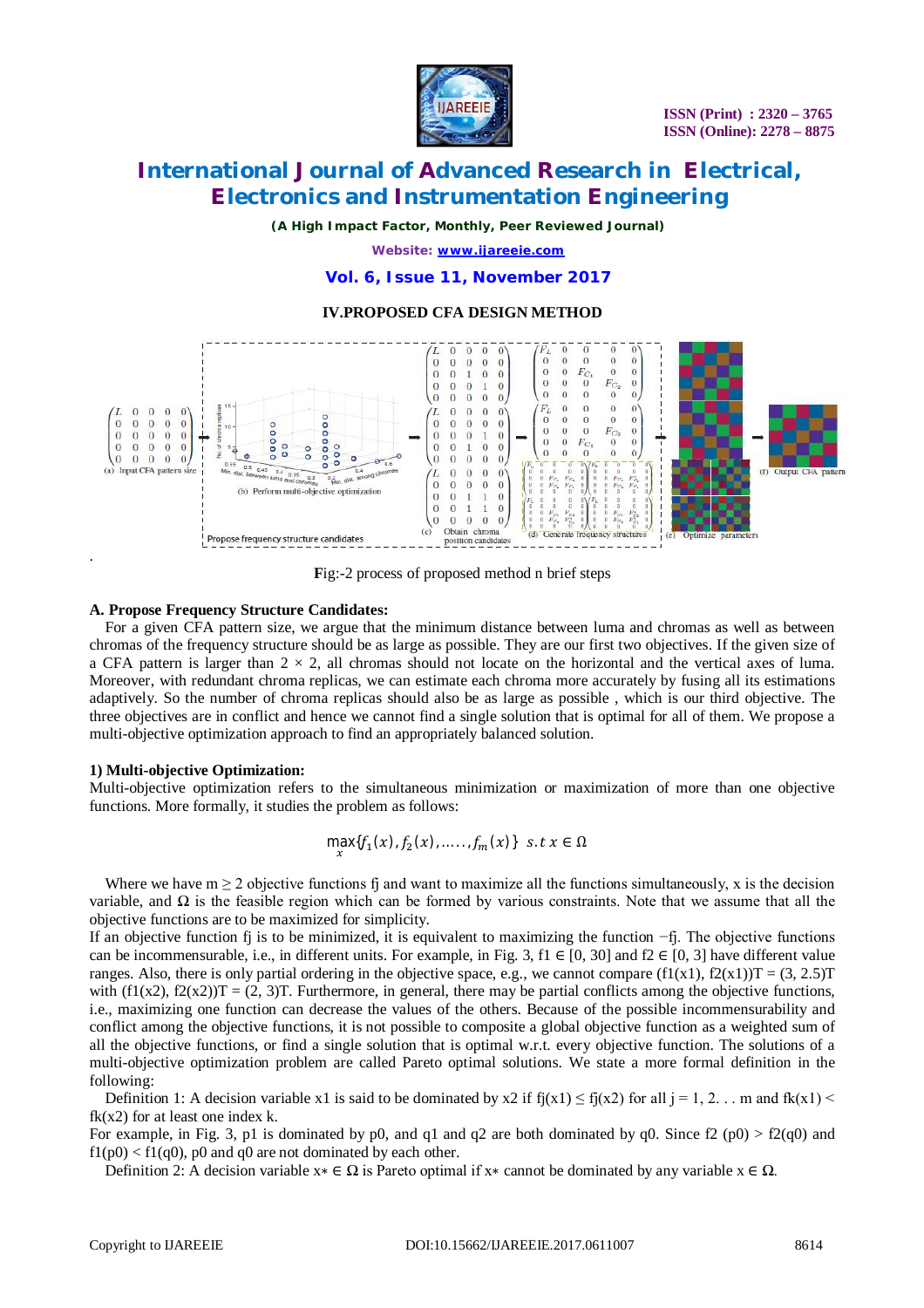## IV.PROPOSED CFA DESIGN METHOD

Fig:-2 process of proposed method n brief steps

### A. Propose Frequency Structure Candidates:

For a given CFA pattern size, we argue that the minimum distance between luma and chromas as well as between chromas of the frequency structure should be as large as possible. They are our first two objectives. If the given size of a CFA pattern is larger than 2 × 2, all chromas should not locate on the horizontal and the vertical axes of luma. Moreover, with redundant chroma replicas, we can estimate each chroma more accurately by fusing all its estimations adaptively. So the number of chroma replicas should also be as large as possible , which is our third objective. The three objectives are in conflict and hence we cannot find a single solution that is optimal for all of them. We propose a multi-objective optimization approach to find an appropriately balanced solution.

#### 1) Multi-objective Optimization:

Multi-objective optimization refers to the simultaneous minimization or maximization of more than one objective functions. More formally, it studies the problem as follows:

$$\max_{x}\{f_1(x), f_2(x), \ldots\ldots, f_m(x)\} \;\; s.t\; x \in \Omega$$

Where we have $m \geq 2$ objective functions $f_j$ and want to maximize all the functions simultaneously, x is the decision variable, and $\Omega$ is the feasible region which can be formed by various constraints. Note that we assume that all the objective functions are to be maximized for simplicity.

If an objective function $f_j$ is to be minimized, it is equivalent to maximizing the function $-f_j$. The objective functions can be incommensurable, i.e., in different units. For example, in Fig. 3, $f_1 \in [0, 30]$ and $f_2 \in [0, 3]$ have different value ranges. Also, there is only partial ordering in the objective space, e.g., we cannot compare $(f_1(x_1), f_2(x_1))^T = (3, 2.5)^T$ with $(f_1(x_2), f_2(x_2))^T = (2, 3)^T$. Furthermore, in general, there may be partial conflicts among the objective functions, i.e., maximizing one function can decrease the values of the others. Because of the possible incommensurability and conflict among the objective functions, it is not possible to composite a global objective function as a weighted sum of all the objective functions, or find a single solution that is optimal w.r.t. every objective function. The solutions of a multi-objective optimization problem are called Pareto optimal solutions. We state a more formal definition in the following:

Definition 1: A decision variable $x_1$ is said to be dominated by $x_2$ if $f_j(x_1) \leq f_j(x_2)$ for all $j = 1, 2 \ldots m$ and $f_k(x_1) < f_k(x_2)$ for at least one index k.

For example, in Fig. 3, $p_1$ is dominated by $p_0$, and $q_1$ and $q_2$ are both dominated by $q_0$. Since $f_2(p_0) > f_2(q_0)$ and $f_1(p_0) < f_1(q_0)$, $p_0$ and $q_0$ are not dominated by each other.

Definition 2: A decision variable $x_* \in \Omega$ is Pareto optimal if $x_*$ cannot be dominated by any variable $x \in \Omega$.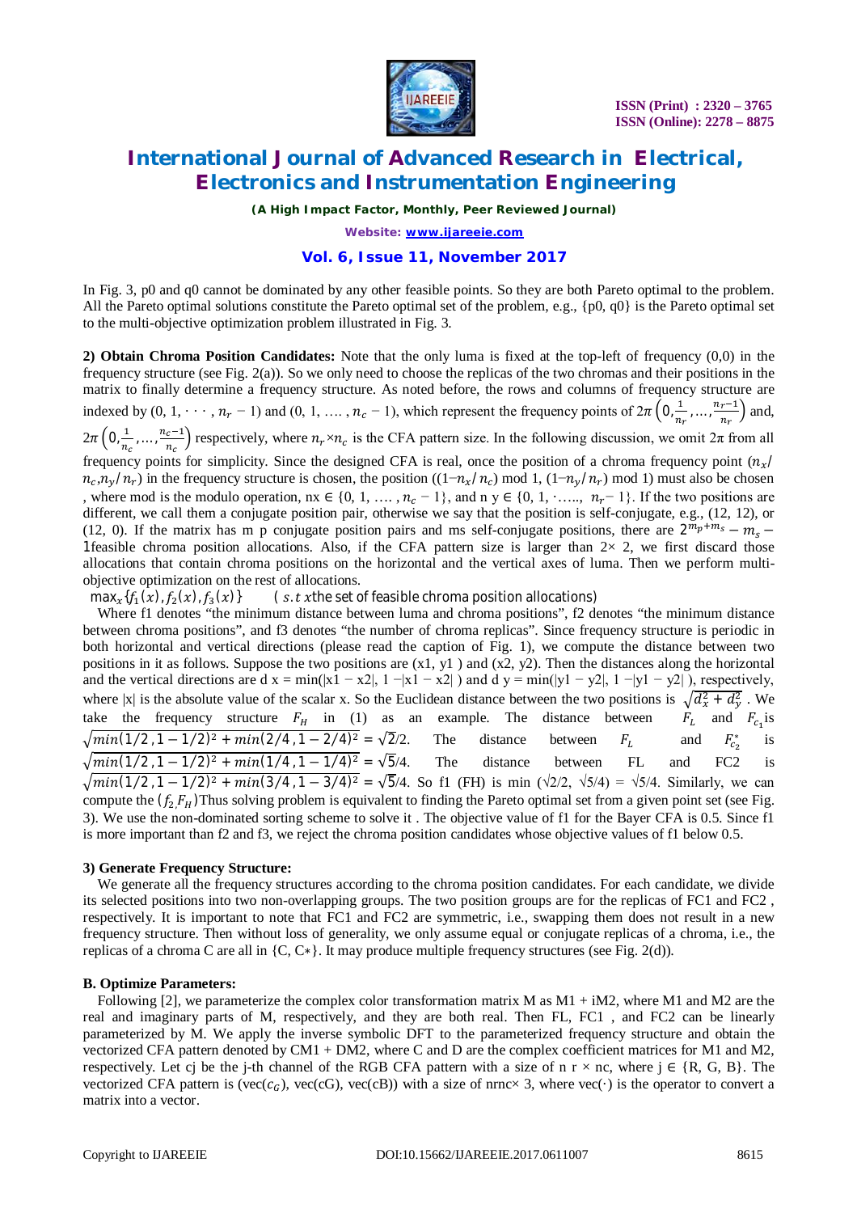In Fig. 3, p0 and q0 cannot be dominated by any other feasible points. So they are both Pareto optimal to the problem. All the Pareto optimal solutions constitute the Pareto optimal set of the problem, e.g., {p0, q0} is the Pareto optimal set to the multi-objective optimization problem illustrated in Fig. 3.

**2) Obtain Chroma Position Candidates:** Note that the only luma is fixed at the top-left of frequency (0,0) in the frequency structure (see Fig. 2(a)). So we only need to choose the replicas of the two chromas and their positions in the frequency structure to finally determine a frequency structure. As noted before, the rows and columns of frequency structure matrix are indexed by $(0, 1, \cdots, n_r - 1)$ and $(0, 1, \ldots, n_c - 1)$, which represent the frequency points of $2\pi\left(0, \frac{1}{n_r}, \ldots, \frac{n_r - 1}{n_r}\right)$ and, $2\pi\left(0, \frac{1}{n_c}, \ldots, \frac{n_c - 1}{n_c}\right)$ respectively, where $n_r \times n_c$ is the CFA pattern size. In the following discussion, we omit $2\pi$ from all frequency points for simplicity. Since the designed CFA is real, once the position of a chroma frequency point $(n_x/n_c, n_y/n_r)$ in the frequency structure is chosen, the position $((1-n_x/n_c) \bmod 1, (1-n_y/n_r) \bmod 1)$ must also be chosen, where mod is the modulo operation, $n_x \in \{0, 1, \ldots, n_c - 1\}$, and $n_y \in \{0, 1, \ldots, n_r - 1\}$. If the two positions are different, we call them a conjugate position pair, otherwise we say that the position is self-conjugate, e.g., (12, 12), or (12, 0). If the matrix has m p conjugate position pairs and ms self-conjugate positions, there are $2^{m_p + m_s} - m_s - 1$ feasible chroma position allocations. Also, if the CFA pattern size is larger than $2\times 2$, we first discard those allocations that contain chroma positions on the horizontal and the vertical axes of luma. Then we perform multi-objective optimization on the rest of allocations.

$$\max_x \{f_1(x), f_2(x), f_3(x)\} \qquad (s.t\ x \text{ the set of feasible chroma position allocations})$$

Where f1 denotes "the minimum distance between luma and chroma positions", f2 denotes "the minimum distance between chroma positions", and f3 denotes "the number of chroma replicas". Since frequency structure is periodic in both horizontal and vertical directions (please read the caption of Fig. 1), we compute the distance between two positions in it as follows. Suppose the two positions are (x1, y1) and (x2, y2). Then the distances along the horizontal and the vertical directions are $d_x = \min(|x1 - x2|, 1 - |x1 - x2|)$ and $d_y = \min(|y1 - y2|, 1 - |y1 - y2|)$, respectively, where |x| is the absolute value of the scalar x. So the Euclidean distance between the two positions is $\sqrt{d_x^2 + d_y^2}$. We take the frequency structure $F_H$ in (1) as an example. The distance between $F_L$ and $F_{c_1}$ is $\sqrt{\min(1/2, 1-1/2)^2 + \min(2/4, 1-2/4)^2} = \sqrt{2}/2$. The distance between $F_L$ and $F_{c_2}^*$ is $\sqrt{\min(1/2, 1-1/2)^2 + \min(1/4, 1-1/4)^2} = \sqrt{5}/4$. The distance between FL and FC2 is $\sqrt{\min(1/2, 1-1/2)^2 + \min(3/4, 1-3/4)^2} = \sqrt{5}/4$. So f1 (FH) is min $(\sqrt{2}/2, \sqrt{5}/4) = \sqrt{5}/4$. Similarly, we can compute the $(f_2, F_H)$ Thus solving problem is equivalent to finding the Pareto optimal set from a given point set (see Fig. 3). We use the non-dominated sorting scheme to solve it. The objective value of f1 for the Bayer CFA is 0.5. Since f1 is more important than f2 and f3, we reject the chroma position candidates whose objective values of f1 below 0.5.

**3) Generate Frequency Structure:**

We generate all the frequency structures according to the chroma position candidates. For each candidate, we divide its selected positions into two non-overlapping groups. The two position groups are for the replicas of FC1 and FC2, respectively. It is important to note that FC1 and FC2 are symmetric, i.e., swapping them does not result in a new frequency structure. Then without loss of generality, we only assume equal or conjugate replicas of a chroma, i.e., the replicas of a chroma C are all in {C, C∗}. It may produce multiple frequency structures (see Fig. 2(d)).

**B. Optimize Parameters:**

Following [2], we parameterize the complex color transformation matrix M as M1 + iM2, where M1 and M2 are the real and imaginary parts of M, respectively, and they are both real. Then FL, FC1, and FC2 can be linearly parameterized by M. We apply the inverse symbolic DFT to the parameterized frequency structure and obtain the vectorized CFA pattern denoted by CM1 + DM2, where C and D are the complex coefficient matrices for M1 and M2, respectively. Let cj be the j-th channel of the RGB CFA pattern with a size of $n_r \times n_c$, where $j \in \{R, G, B\}$. The vectorized CFA pattern is (vec($c_G$), vec(cG), vec(cB)) with a size of nrnc× 3, where vec(·) is the operator to convert a matrix into a vector.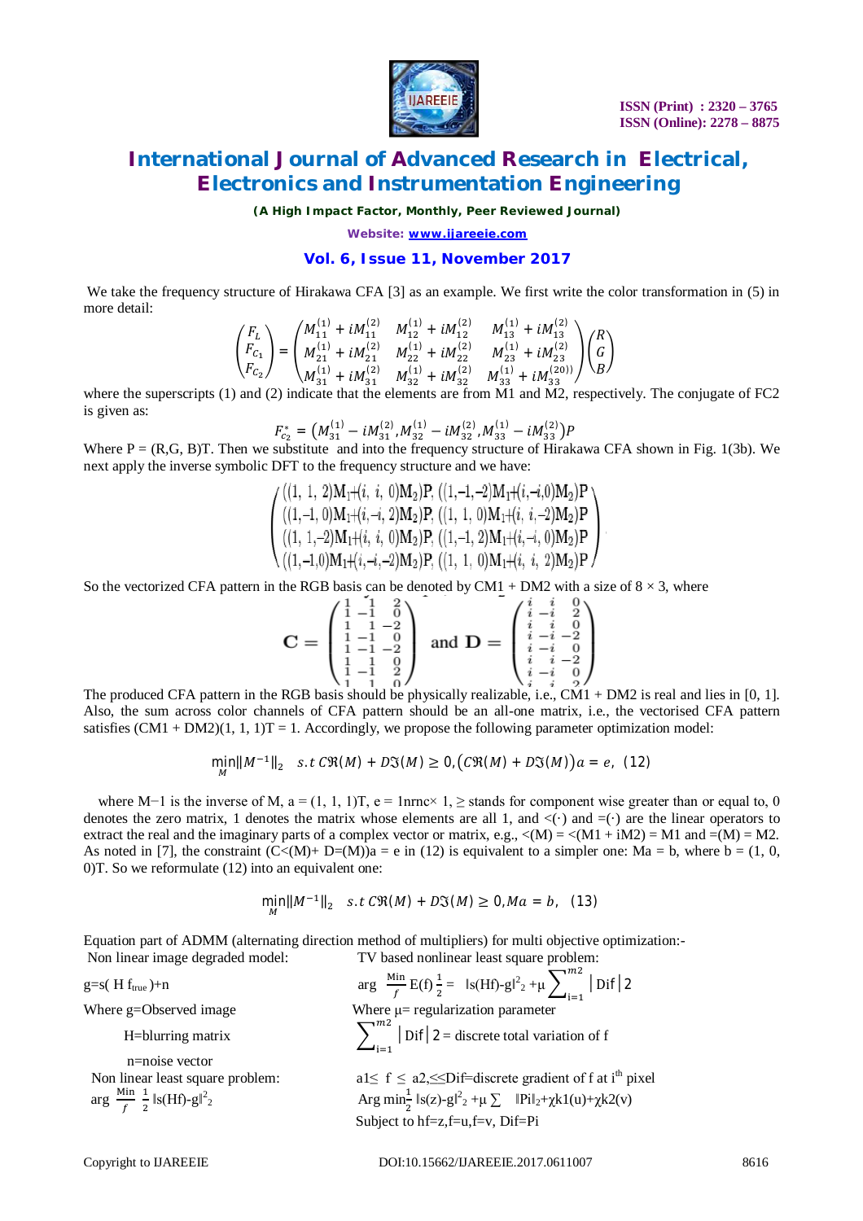We take the frequency structure of Hirakawa CFA [3] as an example. We first write the color transformation in (5) in more detail:

$$\begin{pmatrix} F_L \\ F_{C_1} \\ F_{C_2} \end{pmatrix} = \begin{pmatrix} M_{11}^{(1)} + iM_{11}^{(2)} & M_{12}^{(1)} + iM_{12}^{(2)} & M_{13}^{(1)} + iM_{13}^{(2)} \\ M_{21}^{(1)} + iM_{21}^{(2)} & M_{22}^{(1)} + iM_{22}^{(2)} & M_{23}^{(1)} + iM_{23}^{(2)} \\ M_{31}^{(1)} + iM_{31}^{(2)} & M_{32}^{(1)} + iM_{32}^{(2)} & M_{33}^{(1)} + iM_{33}^{(20)} \end{pmatrix} \begin{pmatrix} R \\ G \\ B \end{pmatrix}$$

where the superscripts (1) and (2) indicate that the elements are from M1 and M2, respectively. The conjugate of FC2 is given as:

$$F_{c_2}^{*} = \left(M_{31}^{(1)} - iM_{31}^{(2)}, M_{32}^{(1)} - iM_{32}^{(2)}, M_{33}^{(1)} - iM_{33}^{(2)}\right)P$$

Where P = (R,G, B)T. Then we substitute and into the frequency structure of Hirakawa CFA shown in Fig. 1(3b). We next apply the inverse symbolic DFT to the frequency structure and we have:

$$\begin{pmatrix} ((1,\ 1,\ 2)\mathbf{M}_1+(i,\ i,\ 0)\mathbf{M}_2)\mathbf{P}, & ((1,-1,-2)\mathbf{M}_1+(i,-i,0)\mathbf{M}_2)\mathbf{P} \\ ((1,-1,\ 0)\mathbf{M}_1+(i,-i,\ 2)\mathbf{M}_2)\mathbf{P}, & ((1,\ 1,\ 0)\mathbf{M}_1+(i,\ i,-2)\mathbf{M}_2)\mathbf{P} \\ ((1,\ 1,-2)\mathbf{M}_1+(i,\ i,\ 0)\mathbf{M}_2)\mathbf{P}, & ((1,-1,\ 2)\mathbf{M}_1+(i,-i,\ 0)\mathbf{M}_2)\mathbf{P} \\ ((1,-1,0)\mathbf{M}_1+(i,-i,-2)\mathbf{M}_2)\mathbf{P}, & ((1,\ 1,\ 0)\mathbf{M}_1+(i,\ i,\ 2)\mathbf{M}_2)\mathbf{P} \end{pmatrix}$$

So the vectorized CFA pattern in the RGB basis can be denoted by CM1 + DM2 with a size of 8 × 3, where

$$\mathbf{C} = \begin{pmatrix} 1 & 1 & 2 \\ 1 & -1 & 0 \\ 1 & 1 & -2 \\ 1 & -1 & 0 \\ 1 & -1 & -2 \\ 1 & 1 & 0 \\ 1 & -1 & 2 \\ 1 & 1 & 0 \end{pmatrix} \text{ and } \mathbf{D} = \begin{pmatrix} i & i & 0 \\ i & -i & 2 \\ i & i & 0 \\ i & -i & -2 \\ i & -i & 0 \\ i & i & -2 \\ i & -i & 0 \\ i & i & 2 \end{pmatrix}$$

The produced CFA pattern in the RGB basis should be physically realizable, i.e., CM1 + DM2 is real and lies in [0, 1]. Also, the sum across color channels of CFA pattern should be an all-one matrix, i.e., the vectorised CFA pattern satisfies (CM1 + DM2)(1, 1, 1)T = 1. Accordingly, we propose the following parameter optimization model:

$$\min_{M} \|M^{-1}\|_2 \quad s.t\ C\Re(M) + D\Im(M) \geq 0, \left(C\Re(M) + D\Im(M)\right)a = e, \quad (12)$$

where M−1 is the inverse of M, a = (1, 1, 1)T, e = 1nrnc× 1, ≥ stands for component wise greater than or equal to, 0 denotes the zero matrix, 1 denotes the matrix whose elements are all 1, and <(·) and =(·) are the linear operators to extract the real and the imaginary parts of a complex vector or matrix, e.g., <(M) = <(M1 + iM2) = M1 and =(M) = M2. As noted in [7], the constraint (C<(M)+ D=(M))a = e in (12) is equivalent to a simpler one: Ma = b, where b = (1, 0, 0)T. So we reformulate (12) into an equivalent one:

$$\min_{M} \|M^{-1}\|_2 \quad s.t\ C\Re(M) + D\Im(M) \geq 0, Ma = b, \quad (13)$$

Equation part of ADMM (alternating direction method of multipliers) for multi objective optimization:-

Non linear image degraded model:

$g = s(H f_{true}) + n$

Where g=Observed image

H=blurring matrix

n=noise vector

Non linear least square problem:

$\arg \min_{f} \frac{1}{2} \|s(Hf)-g\|_2^2$

TV based nonlinear least square problem:

$\arg \min_{f} E(f) \frac{1}{2} = \|s(Hf)-g\|_2^2 + \mu \sum_{i=1}^{m2} |Dif|2$

Where μ= regularization parameter

$\sum_{i=1}^{m2} |Dif|2$ = discrete total variation of f

$a1 \leq f \leq a2$, ≤≤Dif=discrete gradient of f at $i^{th}$ pixel

$\arg \min \frac{1}{2} \|s(z)-g\|_2^2 + \mu \sum \|Pi\|_2 + \chi k1(u) + \chi k2(v)$

Subject to hf=z,f=u,f=v, Dif=Pi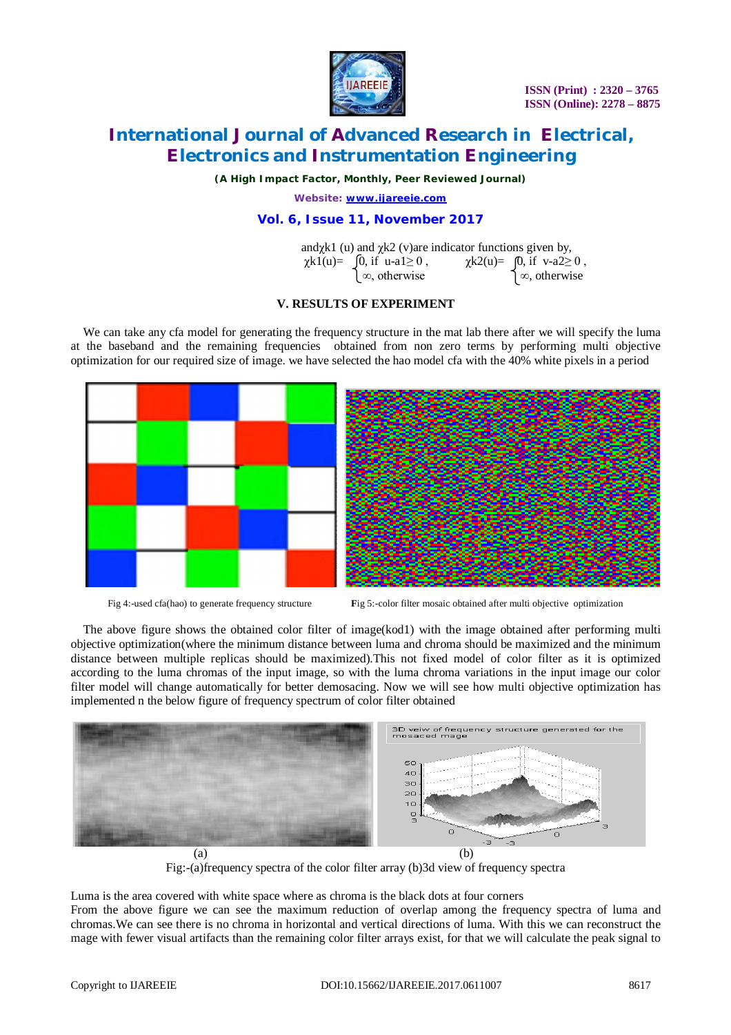and $\chi k1$ (u) and $\chi k2$ (v)are indicator functions given by,

$$\chi k1(u)= \begin{cases} 0, \text{ if } u\text{-}a1 \geq 0 , \\ \infty, \text{ otherwise} \end{cases} \qquad \chi k2(u)= \begin{cases} 0, \text{ if } v\text{-}a2 \geq 0 , \\ \infty, \text{ otherwise} \end{cases}$$

## V. RESULTS OF EXPERIMENT

We can take any cfa model for generating the frequency structure in the mat lab there after we will specify the luma at the baseband and the remaining frequencies obtained from non zero terms by performing multi objective optimization for our required size of image. we have selected the hao model cfa with the 40% white pixels in a period

Fig 4:-used cfa(hao) to generate frequency structure

Fig 5:-color filter mosaic obtained after multi objective optimization

The above figure shows the obtained color filter of image(kod1) with the image obtained after performing multi objective optimization(where the minimum distance between luma and chroma should be maximized and the minimum distance between multiple replicas should be maximized).This not fixed model of color filter as it is optimized according to the luma chromas of the input image, so with the luma chroma variations in the input image our color filter model will change automatically for better demosacing. Now we will see how multi objective optimization has implemented n the below figure of frequency spectrum of color filter obtained

(a) (b)

Fig:-(a)frequency spectra of the color filter array (b)3d view of frequency spectra

Luma is the area covered with white space where as chroma is the black dots at four corners

From the above figure we can see the maximum reduction of overlap among the frequency spectra of luma and chromas.We can see there is no chroma in horizontal and vertical directions of luma. With this we can reconstruct the mage with fewer visual artifacts than the remaining color filter arrays exist, for that we will calculate the peak signal to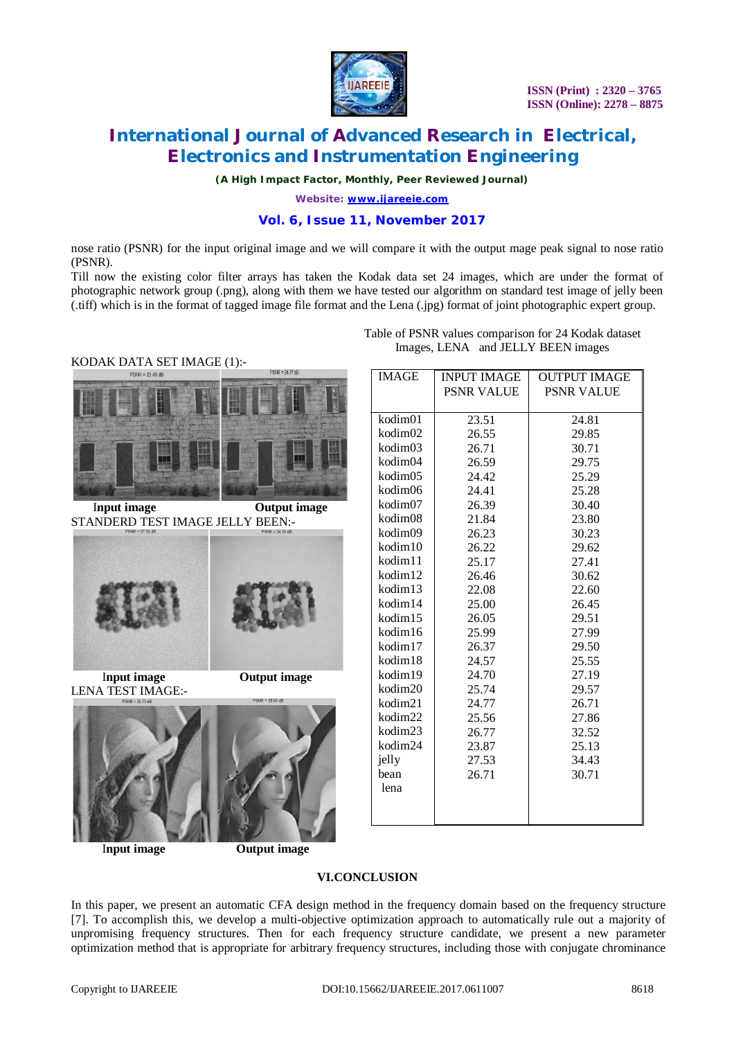nose ratio (PSNR) for the input original image and we will compare it with the output mage peak signal to nose ratio (PSNR).

Till now the existing color filter arrays has taken the Kodak data set 24 images, which are under the format of photographic network group (.png), along with them we have tested our algorithm on standard test image of jelly been (.tiff) which is in the format of tagged image file format and the Lena (.jpg) format of joint photographic expert group.

KODAK DATA SET IMAGE (1):-

**Input image** **Output image**

STANDERD TEST IMAGE JELLY BEEN:-

**Input image** **Output image**

LENA TEST IMAGE:-

**Input image** **Output image**

Table of PSNR values comparison for 24 Kodak dataset Images, LENA and JELLY BEEN images

| IMAGE | INPUT IMAGE PSNR VALUE | OUTPUT IMAGE PSNR VALUE |
|---|---|---|
| kodim01 | 23.51 | 24.81 |
| kodim02 | 26.55 | 29.85 |
| kodim03 | 26.71 | 30.71 |
| kodim04 | 26.59 | 29.75 |
| kodim05 | 24.42 | 25.29 |
| kodim06 | 24.41 | 25.28 |
| kodim07 | 26.39 | 30.40 |
| kodim08 | 21.84 | 23.80 |
| kodim09 | 26.23 | 30.23 |
| kodim10 | 26.22 | 29.62 |
| kodim11 | 25.17 | 27.41 |
| kodim12 | 26.46 | 30.62 |
| kodim13 | 22.08 | 22.60 |
| kodim14 | 25.00 | 26.45 |
| kodim15 | 26.05 | 29.51 |
| kodim16 | 25.99 | 27.99 |
| kodim17 | 26.37 | 29.50 |
| kodim18 | 24.57 | 25.55 |
| kodim19 | 24.70 | 27.19 |
| kodim20 | 25.74 | 29.57 |
| kodim21 | 24.77 | 26.71 |
| kodim22 | 25.56 | 27.86 |
| kodim23 | 26.77 | 32.52 |
| kodim24 | 23.87 | 25.13 |
| jelly | 27.53 | 34.43 |
| bean | 26.71 | 30.71 |
| lena | | |

## VI.CONCLUSION

In this paper, we present an automatic CFA design method in the frequency domain based on the frequency structure [7]. To accomplish this, we develop a multi-objective optimization approach to automatically rule out a majority of unpromising frequency structures. Then for each frequency structure candidate, we present a new parameter optimization method that is appropriate for arbitrary frequency structures, including those with conjugate chrominance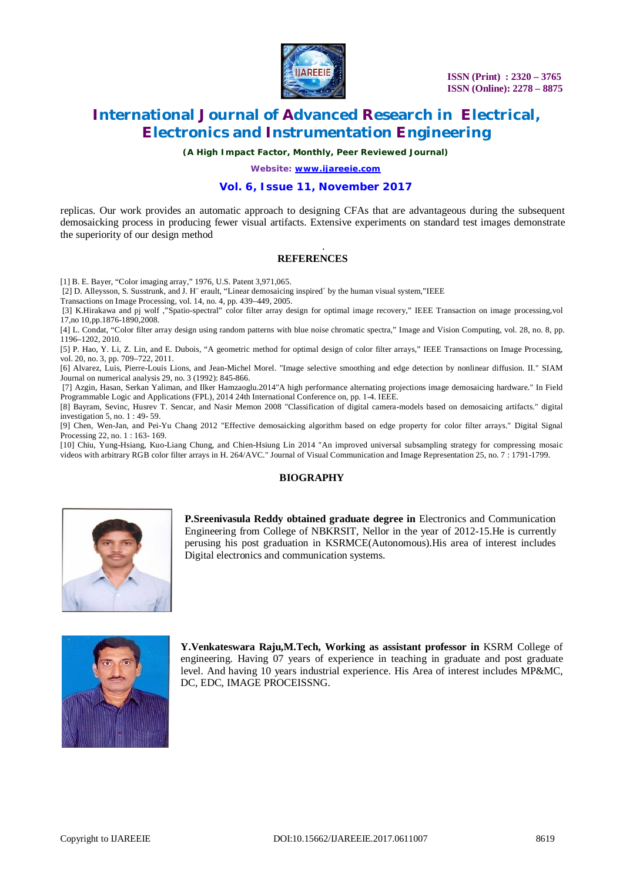replicas. Our work provides an automatic approach to designing CFAs that are advantageous during the subsequent demosaicking process in producing fewer visual artifacts. Extensive experiments on standard test images demonstrate the superiority of our design method

## REFERENCES

[1] B. E. Bayer, "Color imaging array," 1976, U.S. Patent 3,971,065.

[2] D. Alleysson, S. Susstrunk, and J. H¨ erault, "Linear demosaicing inspired´ by the human visual system,"IEEE Transactions on Image Processing, vol. 14, no. 4, pp. 439–449, 2005.

[3] K.Hirakawa and pj wolf ,"Spatio-spectral" color filter array design for optimal image recovery," IEEE Transaction on image processing,vol 17,no 10,pp.1876-1890,2008.

[4] L. Condat, "Color filter array design using random patterns with blue noise chromatic spectra," Image and Vision Computing, vol. 28, no. 8, pp. 1196–1202, 2010.

[5] P. Hao, Y. Li, Z. Lin, and E. Dubois, "A geometric method for optimal design of color filter arrays," IEEE Transactions on Image Processing, vol. 20, no. 3, pp. 709–722, 2011.

[6] Alvarez, Luis, Pierre-Louis Lions, and Jean-Michel Morel. "Image selective smoothing and edge detection by nonlinear diffusion. II." SIAM Journal on numerical analysis 29, no. 3 (1992): 845-866.

[7] Azgin, Hasan, Serkan Yaliman, and Ilker Hamzaoglu.2014"A high performance alternating projections image demosaicing hardware." In Field Programmable Logic and Applications (FPL), 2014 24th International Conference on, pp. 1-4. IEEE.

[8] Bayram, Sevinc, Husrev T. Sencar, and Nasir Memon 2008 "Classification of digital camera-models based on demosaicing artifacts." digital investigation 5, no. 1 : 49- 59.

[9] Chen, Wen-Jan, and Pei-Yu Chang 2012 "Effective demosaicking algorithm based on edge property for color filter arrays." Digital Signal Processing 22, no. 1 : 163- 169.

[10] Chiu, Yung-Hsiang, Kuo-Liang Chung, and Chien-Hsiung Lin 2014 "An improved universal subsampling strategy for compressing mosaic videos with arbitrary RGB color filter arrays in H. 264/AVC." Journal of Visual Communication and Image Representation 25, no. 7 : 1791-1799.

## BIOGRAPHY

**P.Sreenivasula Reddy obtained graduate degree in** Electronics and Communication Engineering from College of NBKRSIT, Nellor in the year of 2012-15.He is currently perusing his post graduation in KSRMCE(Autonomous).His area of interest includes Digital electronics and communication systems.

**Y.Venkateswara Raju,M.Tech, Working as assistant professor in** KSRM College of engineering. Having 07 years of experience in teaching in graduate and post graduate level. And having 10 years industrial experience. His Area of interest includes MP&MC, DC, EDC, IMAGE PROCEISSNG.